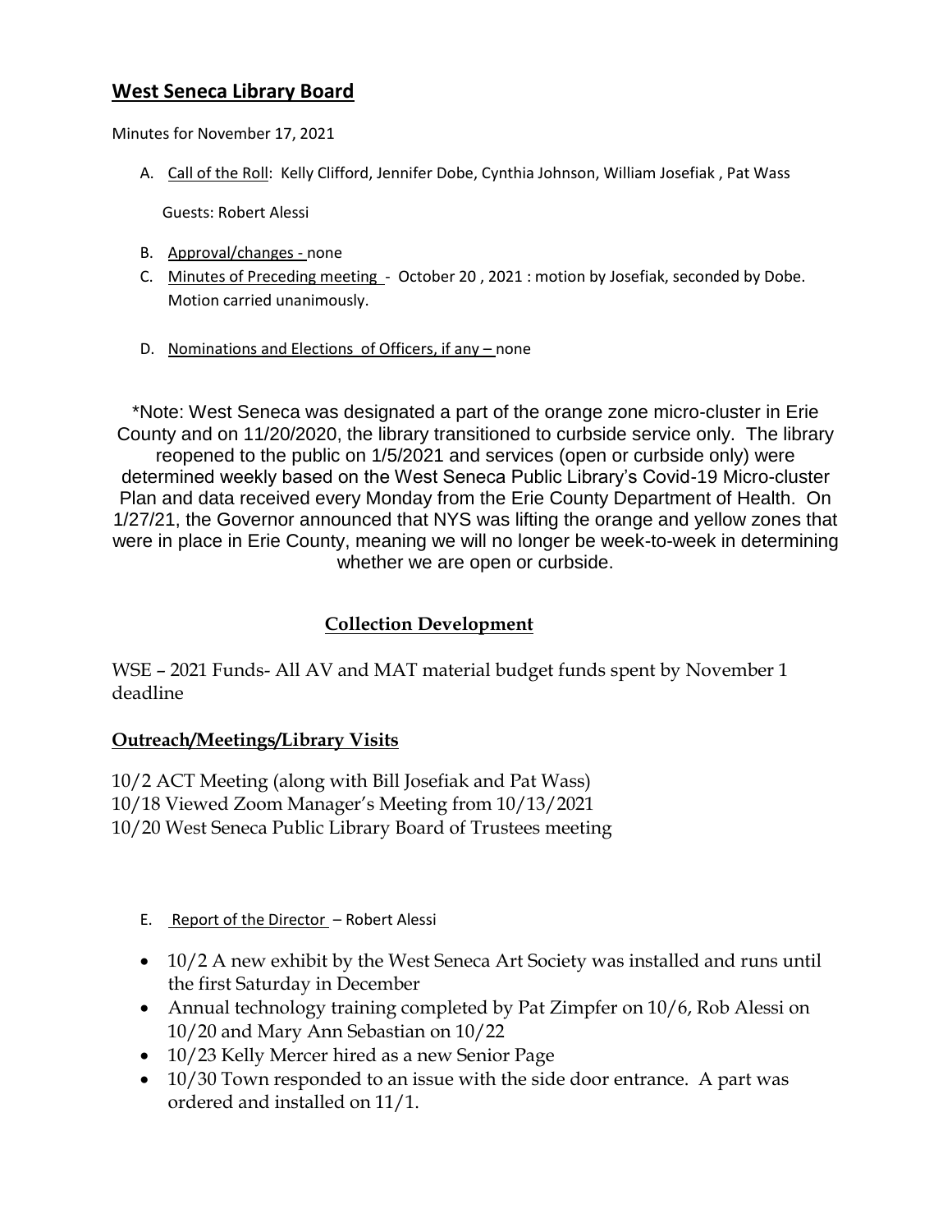# West Seneca Library Board

Minutes for November 17, 2021

A. Call of the Roll: Kelly Clifford, Jennifer Dobe, Cynthia Johnson, William Josefiak , Pat Wass

   Guests: Robert Alessi

B. Approval/changes - none
C. Minutes of Preceding meeting - October 20 , 2021 : motion by Josefiak, seconded by Dobe. Motion carried unanimously.
D. Nominations and Elections of Officers, if any – none

*Note: West Seneca was designated a part of the orange zone micro-cluster in Erie County and on 11/20/2020, the library transitioned to curbside service only. The library reopened to the public on 1/5/2021 and services (open or curbside only) were determined weekly based on the West Seneca Public Library's Covid-19 Micro-cluster Plan and data received every Monday from the Erie County Department of Health. On 1/27/21, the Governor announced that NYS was lifting the orange and yellow zones that were in place in Erie County, meaning we will no longer be week-to-week in determining whether we are open or curbside.

## Collection Development

WSE – 2021 Funds- All AV and MAT material budget funds spent by November 1 deadline

## Outreach/Meetings/Library Visits

10/2 ACT Meeting (along with Bill Josefiak and Pat Wass)
10/18 Viewed Zoom Manager's Meeting from 10/13/2021
10/20 West Seneca Public Library Board of Trustees meeting

E. Report of the Director – Robert Alessi

- 10/2 A new exhibit by the West Seneca Art Society was installed and runs until the first Saturday in December
- Annual technology training completed by Pat Zimpfer on 10/6, Rob Alessi on 10/20 and Mary Ann Sebastian on 10/22
- 10/23 Kelly Mercer hired as a new Senior Page
- 10/30 Town responded to an issue with the side door entrance. A part was ordered and installed on 11/1.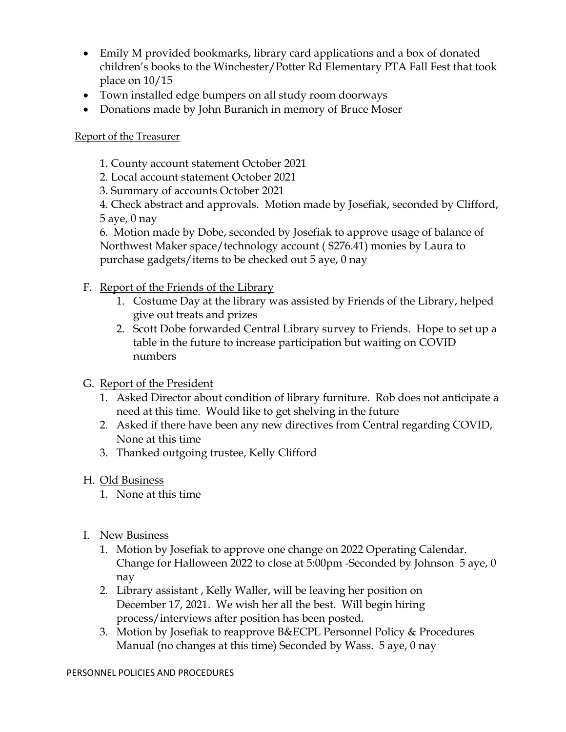- Emily M provided bookmarks, library card applications and a box of donated children's books to the Winchester/Potter Rd Elementary PTA Fall Fest that took place on 10/15
- Town installed edge bumpers on all study room doorways
- Donations made by John Buranich in memory of Bruce Moser

Report of the Treasurer

1. County account statement October 2021
2. Local account statement October 2021
3. Summary of accounts October 2021
4. Check abstract and approvals. Motion made by Josefiak, seconded by Clifford, 5 aye, 0 nay
6. Motion made by Dobe, seconded by Josefiak to approve usage of balance of Northwest Maker space/technology account ( $276.41) monies by Laura to purchase gadgets/items to be checked out 5 aye, 0 nay

F. Report of the Friends of the Library
   1. Costume Day at the library was assisted by Friends of the Library, helped give out treats and prizes
   2. Scott Dobe forwarded Central Library survey to Friends. Hope to set up a table in the future to increase participation but waiting on COVID numbers

G. Report of the President
   1. Asked Director about condition of library furniture. Rob does not anticipate a need at this time. Would like to get shelving in the future
   2. Asked if there have been any new directives from Central regarding COVID, None at this time
   3. Thanked outgoing trustee, Kelly Clifford

H. Old Business
   1. None at this time

I. New Business
   1. Motion by Josefiak to approve one change on 2022 Operating Calendar. Change for Halloween 2022 to close at 5:00pm -Seconded by Johnson 5 aye, 0 nay
   2. Library assistant , Kelly Waller, will be leaving her position on December 17, 2021. We wish her all the best. Will begin hiring process/interviews after position has been posted.
   3. Motion by Josefiak to reapprove B&ECPL Personnel Policy & Procedures Manual (no changes at this time) Seconded by Wass. 5 aye, 0 nay

PERSONNEL POLICIES AND PROCEDURES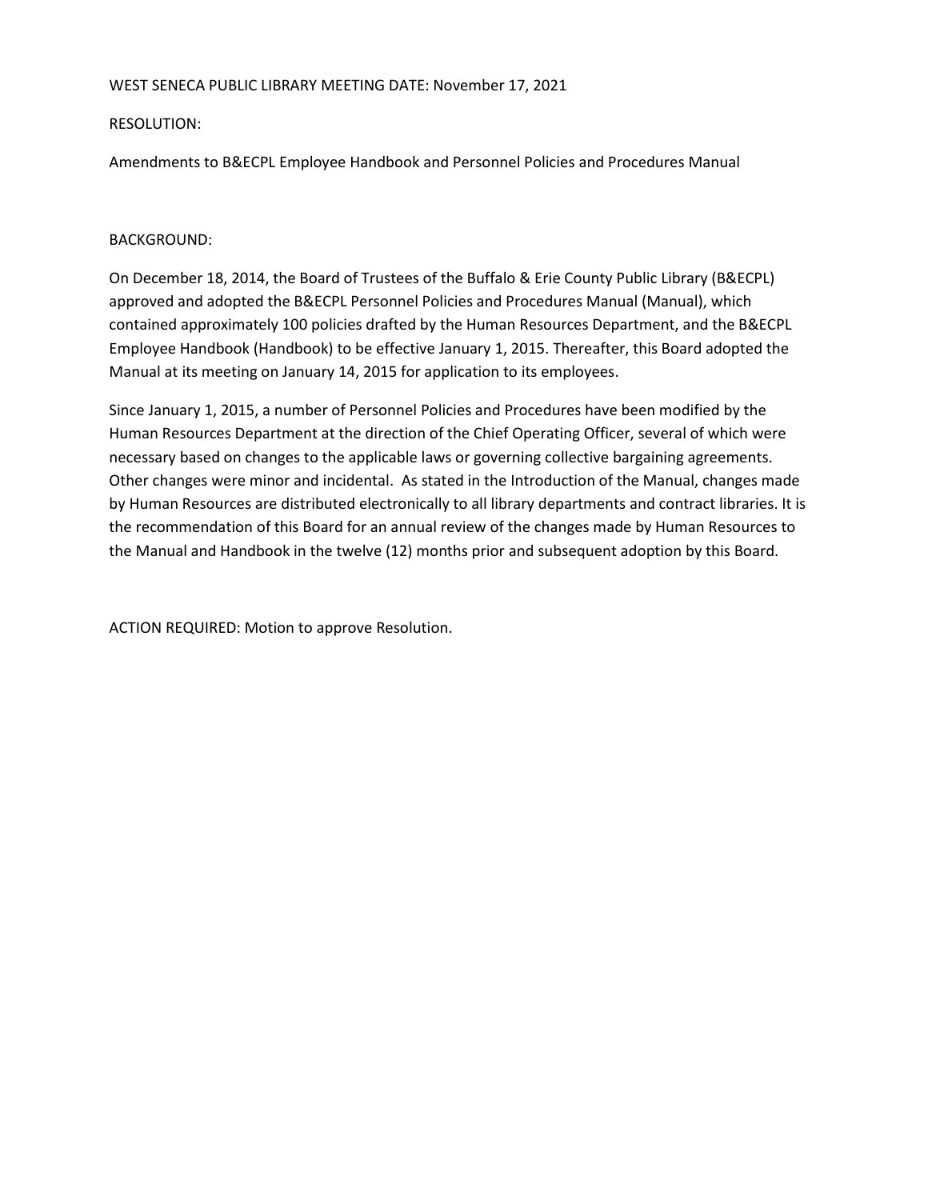WEST SENECA PUBLIC LIBRARY MEETING DATE: November 17, 2021

RESOLUTION:

Amendments to B&ECPL Employee Handbook and Personnel Policies and Procedures Manual

BACKGROUND:

On December 18, 2014, the Board of Trustees of the Buffalo & Erie County Public Library (B&ECPL) approved and adopted the B&ECPL Personnel Policies and Procedures Manual (Manual), which contained approximately 100 policies drafted by the Human Resources Department, and the B&ECPL Employee Handbook (Handbook) to be effective January 1, 2015. Thereafter, this Board adopted the Manual at its meeting on January 14, 2015 for application to its employees.

Since January 1, 2015, a number of Personnel Policies and Procedures have been modified by the Human Resources Department at the direction of the Chief Operating Officer, several of which were necessary based on changes to the applicable laws or governing collective bargaining agreements. Other changes were minor and incidental. As stated in the Introduction of the Manual, changes made by Human Resources are distributed electronically to all library departments and contract libraries. It is the recommendation of this Board for an annual review of the changes made by Human Resources to the Manual and Handbook in the twelve (12) months prior and subsequent adoption by this Board.

ACTION REQUIRED: Motion to approve Resolution.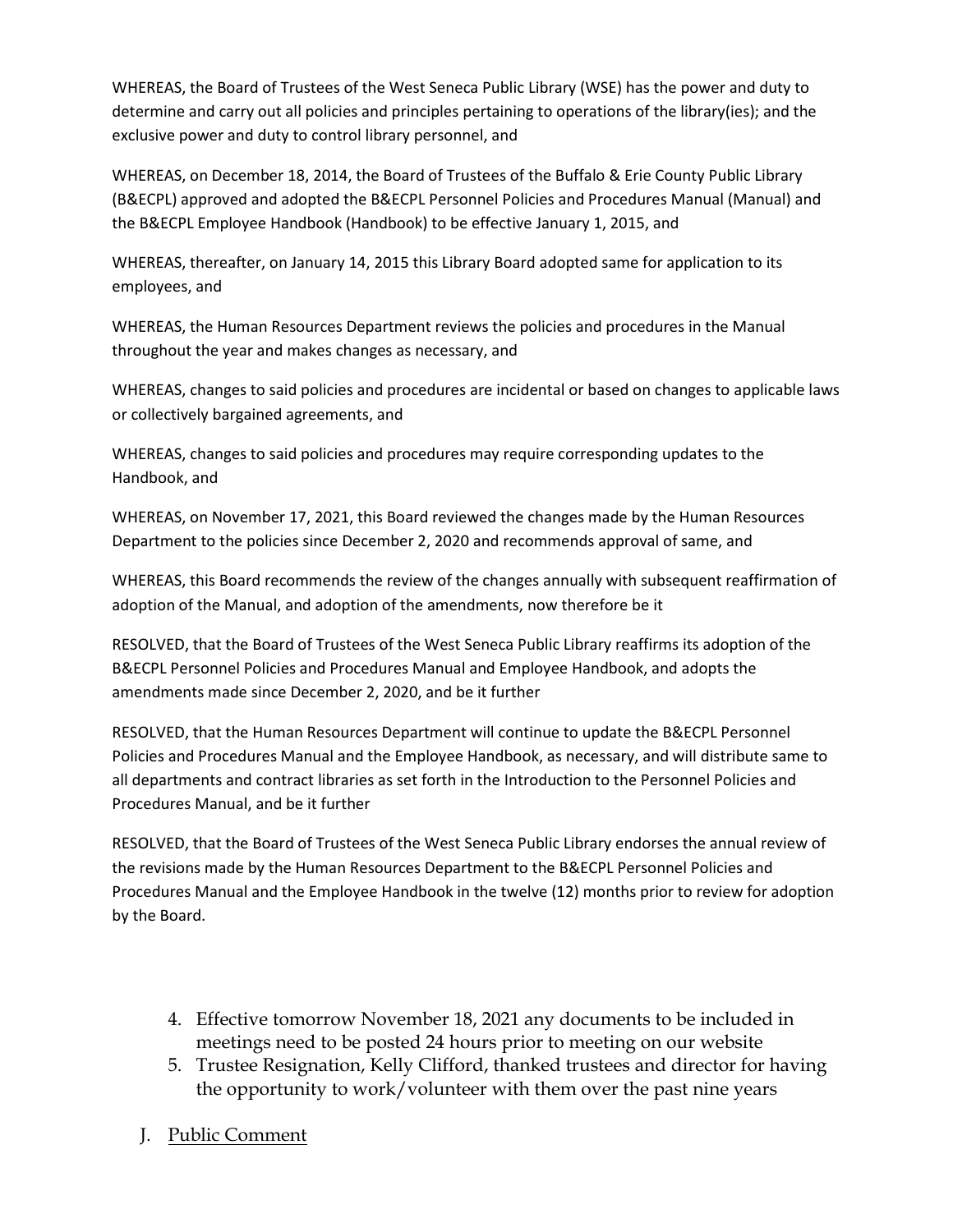WHEREAS, the Board of Trustees of the West Seneca Public Library (WSE) has the power and duty to determine and carry out all policies and principles pertaining to operations of the library(ies); and the exclusive power and duty to control library personnel, and

WHEREAS, on December 18, 2014, the Board of Trustees of the Buffalo & Erie County Public Library (B&ECPL) approved and adopted the B&ECPL Personnel Policies and Procedures Manual (Manual) and the B&ECPL Employee Handbook (Handbook) to be effective January 1, 2015, and

WHEREAS, thereafter, on January 14, 2015 this Library Board adopted same for application to its employees, and

WHEREAS, the Human Resources Department reviews the policies and procedures in the Manual throughout the year and makes changes as necessary, and

WHEREAS, changes to said policies and procedures are incidental or based on changes to applicable laws or collectively bargained agreements, and

WHEREAS, changes to said policies and procedures may require corresponding updates to the Handbook, and

WHEREAS, on November 17, 2021, this Board reviewed the changes made by the Human Resources Department to the policies since December 2, 2020 and recommends approval of same, and

WHEREAS, this Board recommends the review of the changes annually with subsequent reaffirmation of adoption of the Manual, and adoption of the amendments, now therefore be it

RESOLVED, that the Board of Trustees of the West Seneca Public Library reaffirms its adoption of the B&ECPL Personnel Policies and Procedures Manual and Employee Handbook, and adopts the amendments made since December 2, 2020, and be it further

RESOLVED, that the Human Resources Department will continue to update the B&ECPL Personnel Policies and Procedures Manual and the Employee Handbook, as necessary, and will distribute same to all departments and contract libraries as set forth in the Introduction to the Personnel Policies and Procedures Manual, and be it further

RESOLVED, that the Board of Trustees of the West Seneca Public Library endorses the annual review of the revisions made by the Human Resources Department to the B&ECPL Personnel Policies and Procedures Manual and the Employee Handbook in the twelve (12) months prior to review for adoption by the Board.

4. Effective tomorrow November 18, 2021 any documents to be included in meetings need to be posted 24 hours prior to meeting on our website
5. Trustee Resignation, Kelly Clifford, thanked trustees and director for having the opportunity to work/volunteer with them over the past nine years

J. Public Comment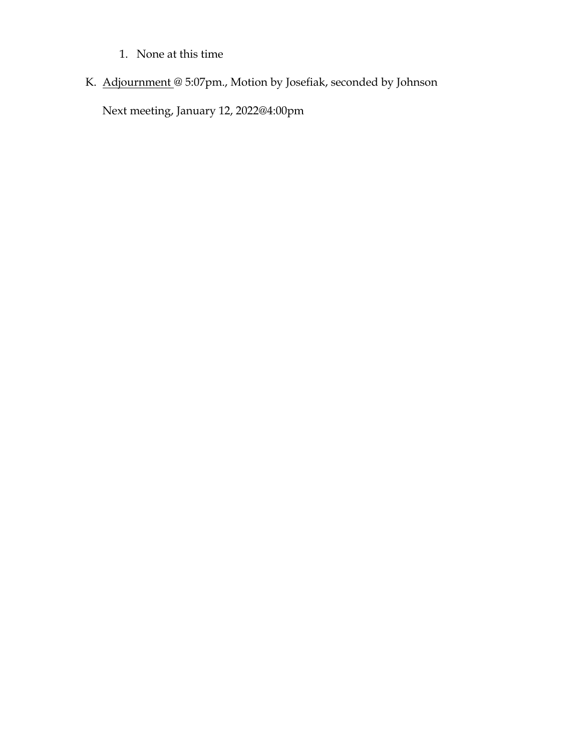1. None at this time

K. Adjournment @ 5:07pm., Motion by Josefiak, seconded by Johnson

   Next meeting, January 12, 2022@4:00pm